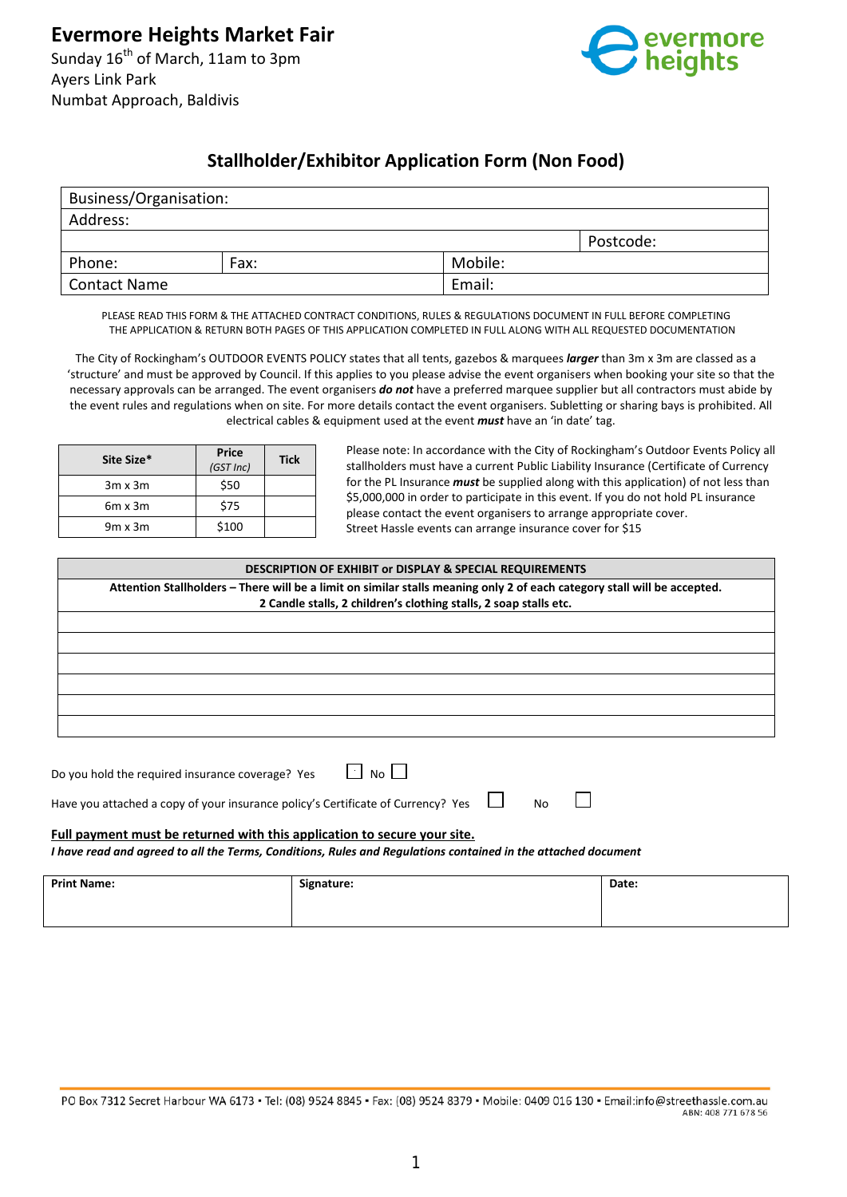# Evermore Heights Market Fair

Sunday 16th of March, 11am to 3pm
Ayers Link Park
Numbat Approach, Baldivis

evermore heights

## Stallholder/Exhibitor Application Form (Non Food)

| Business/Organisation: | | | |
|---|---|---|---|
| Address: | | | |
| | | | Postcode: |
| Phone: | Fax: | Mobile: | |
| Contact Name | | Email: | |

PLEASE READ THIS FORM & THE ATTACHED CONTRACT CONDITIONS, RULES & REGULATIONS DOCUMENT IN FULL BEFORE COMPLETING THE APPLICATION & RETURN BOTH PAGES OF THIS APPLICATION COMPLETED IN FULL ALONG WITH ALL REQUESTED DOCUMENTATION

The City of Rockingham's OUTDOOR EVENTS POLICY states that all tents, gazebos & marquees ***larger*** than 3m x 3m are classed as a 'structure' and must be approved by Council. If this applies to you please advise the event organisers when booking your site so that the necessary approvals can be arranged. The event organisers ***do not*** have a preferred marquee supplier but all contractors must abide by the event rules and regulations when on site. For more details contact the event organisers. Subletting or sharing bays is prohibited. All electrical cables & equipment used at the event ***must*** have an 'in date' tag.

| Site Size* | Price *(GST Inc)* | Tick |
|---|---|---|
| 3m x 3m | $50 | |
| 6m x 3m | $75 | |
| 9m x 3m | $100 | |

Please note: In accordance with the City of Rockingham's Outdoor Events Policy all stallholders must have a current Public Liability Insurance (Certificate of Currency for the PL Insurance ***must*** be supplied along with this application) of not less than $5,000,000 in order to participate in this event. If you do not hold PL insurance please contact the event organisers to arrange appropriate cover.
Street Hassle events can arrange insurance cover for $15

| **DESCRIPTION OF EXHIBIT or DISPLAY & SPECIAL REQUIREMENTS** |
|---|
| **Attention Stallholders – There will be a limit on similar stalls meaning only 2 of each category stall will be accepted. 2 Candle stalls, 2 children's clothing stalls, 2 soap stalls etc.** |
| |
| |
| |
| |
| |
| |

Do you hold the required insurance coverage? Yes ☐ No ☐

Have you attached a copy of your insurance policy's Certificate of Currency? Yes ☐ No ☐

**<u>Full payment must be returned with this application to secure your site.</u>**

***I have read and agreed to all the Terms, Conditions, Rules and Regulations contained in the attached document***

| **Print Name:** | **Signature:** | **Date:** |
|---|---|---|
| | | |

PO Box 7312 Secret Harbour WA 6173 • Tel: (08) 9524 8845 • Fax: (08) 9524 8379 • Mobile: 0409 016 130 • Email:info@streethassle.com.au
ABN: 408 771 678 56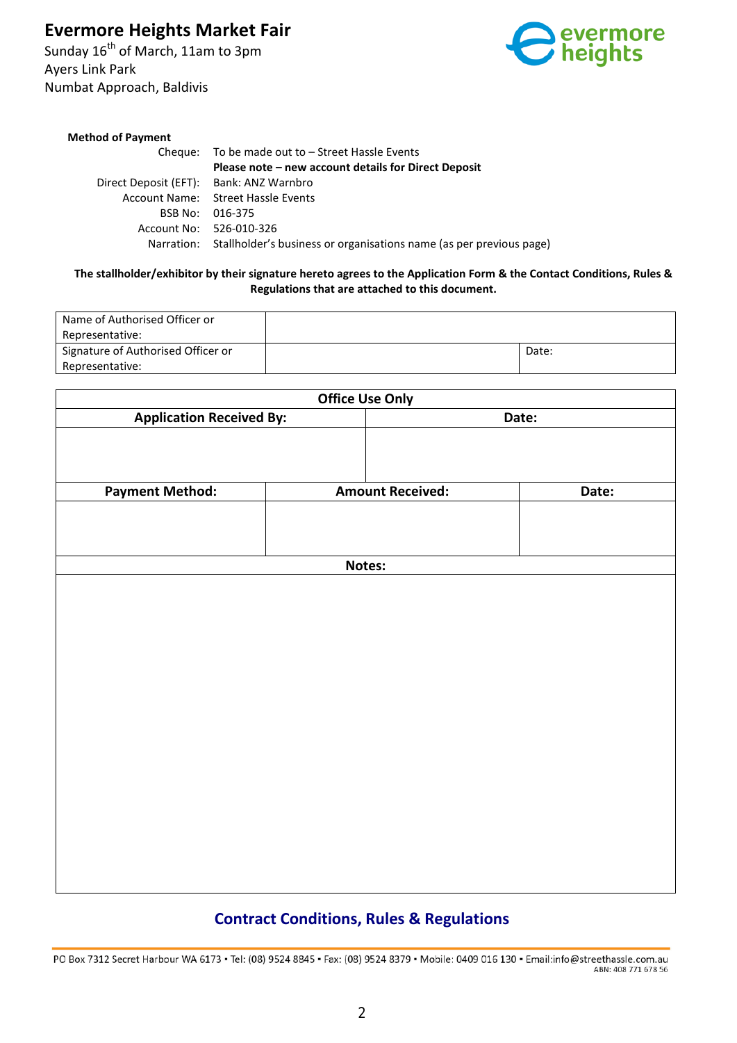# Evermore Heights Market Fair

Sunday 16th of March, 11am to 3pm
Ayers Link Park
Numbat Approach, Baldivis

**Method of Payment**

| | |
|---|---|
| Cheque: | To be made out to – Street Hassle Events |
| | **Please note – new account details for Direct Deposit** |
| Direct Deposit (EFT): | Bank: ANZ Warnbro |
| Account Name: | Street Hassle Events |
| BSB No: | 016-375 |
| Account No: | 526-010-326 |
| Narration: | Stallholder's business or organisations name (as per previous page) |

**The stallholder/exhibitor by their signature hereto agrees to the Application Form & the Contact Conditions, Rules & Regulations that are attached to this document.**

| Name of Authorised Officer or Representative: | | |
|---|---|---|
| Signature of Authorised Officer or Representative: | | Date: |

| Office Use Only | | |
|---|---|---|
| **Application Received By:** | **Date:** | |
| | | |
| **Payment Method:** | **Amount Received:** | **Date:** |
| | | |
| **Notes:** | | |
| | | |

## Contract Conditions, Rules & Regulations

PO Box 7312 Secret Harbour WA 6173 • Tel: (08) 9524 8845 • Fax: (08) 9524 8379 • Mobile: 0409 016 130 • Email:info@streethassle.com.au
ABN: 408 771 678 56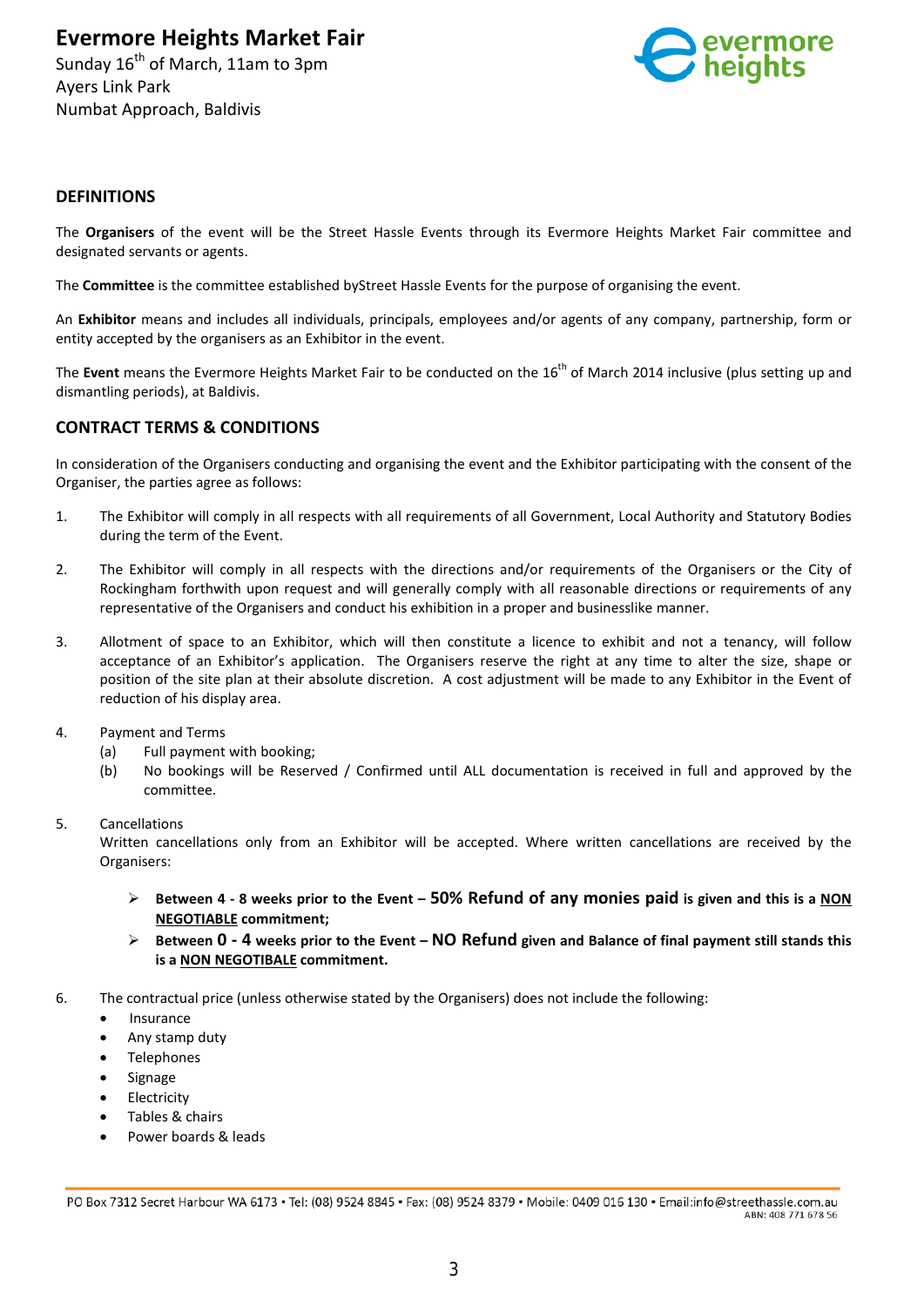# Evermore Heights Market Fair

Sunday 16th of March, 11am to 3pm
Ayers Link Park
Numbat Approach, Baldivis

## DEFINITIONS

The **Organisers** of the event will be the Street Hassle Events through its Evermore Heights Market Fair committee and designated servants or agents.

The **Committee** is the committee established byStreet Hassle Events for the purpose of organising the event.

An **Exhibitor** means and includes all individuals, principals, employees and/or agents of any company, partnership, form or entity accepted by the organisers as an Exhibitor in the event.

The **Event** means the Evermore Heights Market Fair to be conducted on the 16th of March 2014 inclusive (plus setting up and dismantling periods), at Baldivis.

## CONTRACT TERMS & CONDITIONS

In consideration of the Organisers conducting and organising the event and the Exhibitor participating with the consent of the Organiser, the parties agree as follows:

1. The Exhibitor will comply in all respects with all requirements of all Government, Local Authority and Statutory Bodies during the term of the Event.

2. The Exhibitor will comply in all respects with the directions and/or requirements of the Organisers or the City of Rockingham forthwith upon request and will generally comply with all reasonable directions or requirements of any representative of the Organisers and conduct his exhibition in a proper and businesslike manner.

3. Allotment of space to an Exhibitor, which will then constitute a licence to exhibit and not a tenancy, will follow acceptance of an Exhibitor's application. The Organisers reserve the right at any time to alter the size, shape or position of the site plan at their absolute discretion. A cost adjustment will be made to any Exhibitor in the Event of reduction of his display area.

4. Payment and Terms
   (a) Full payment with booking;
   (b) No bookings will be Reserved / Confirmed until ALL documentation is received in full and approved by the committee.

5. Cancellations
   Written cancellations only from an Exhibitor will be accepted. Where written cancellations are received by the Organisers:

   - **Between 4 - 8 weeks prior to the Event – 50% Refund of any monies paid is given and this is a <u>NON NEGOTIABLE</u> commitment;**
   - **Between 0 - 4 weeks prior to the Event – NO Refund given and Balance of final payment still stands this is a <u>NON NEGOTIBALE</u> commitment.**

6. The contractual price (unless otherwise stated by the Organisers) does not include the following:
   - Insurance
   - Any stamp duty
   - Telephones
   - Signage
   - Electricity
   - Tables & chairs
   - Power boards & leads

PO Box 7312 Secret Harbour WA 6173 ▪ Tel: (08) 9524 8845 ▪ Fax: (08) 9524 8379 ▪ Mobile: 0409 016 130 ▪ Email:info@streethassle.com.au
ABN: 408 771 678 56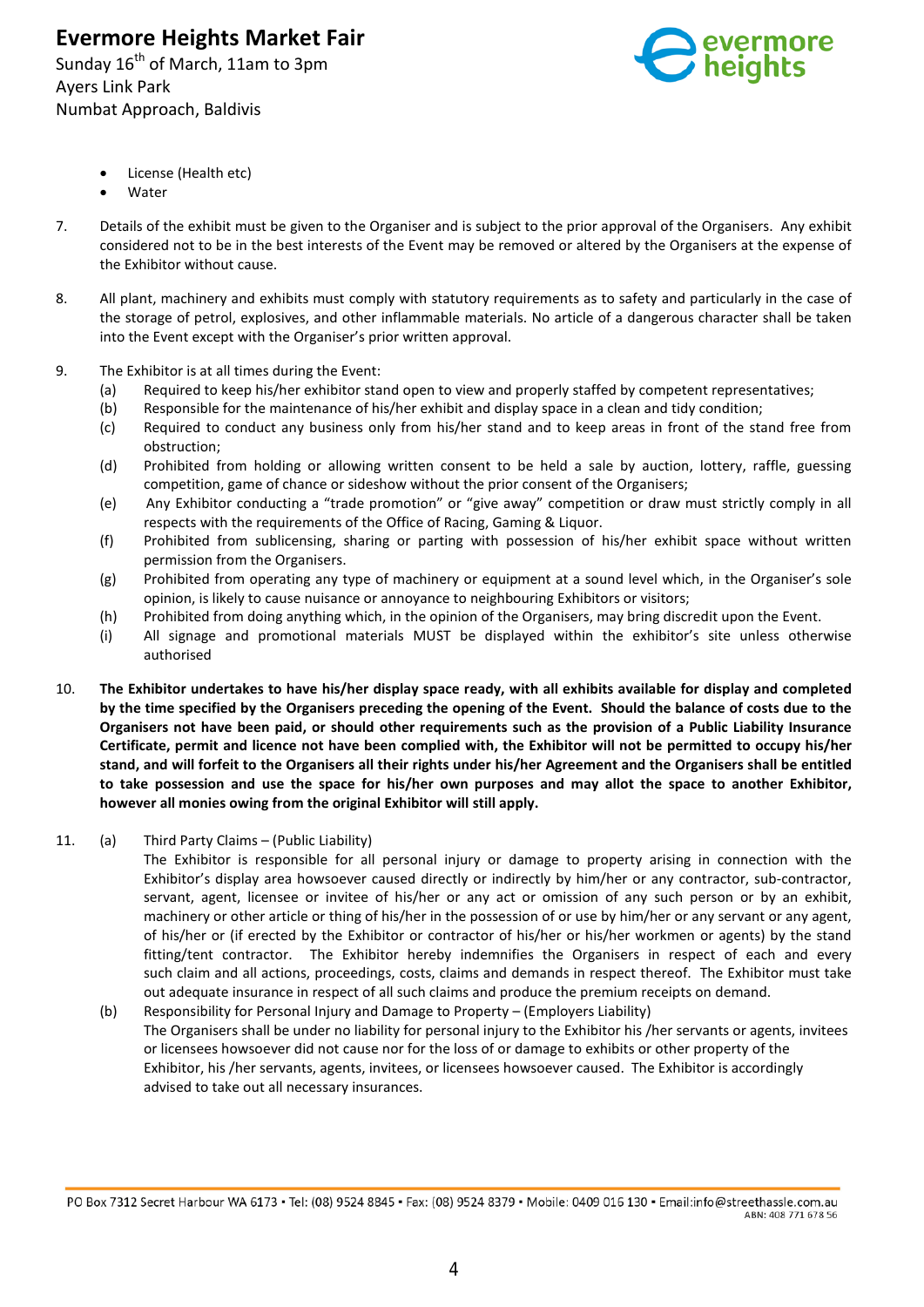- License (Health etc)
- Water

7. Details of the exhibit must be given to the Organiser and is subject to the prior approval of the Organisers. Any exhibit considered not to be in the best interests of the Event may be removed or altered by the Organisers at the expense of the Exhibitor without cause.

8. All plant, machinery and exhibits must comply with statutory requirements as to safety and particularly in the case of the storage of petrol, explosives, and other inflammable materials. No article of a dangerous character shall be taken into the Event except with the Organiser's prior written approval.

9. The Exhibitor is at all times during the Event:
   (a) Required to keep his/her exhibitor stand open to view and properly staffed by competent representatives;
   (b) Responsible for the maintenance of his/her exhibit and display space in a clean and tidy condition;
   (c) Required to conduct any business only from his/her stand and to keep areas in front of the stand free from obstruction;
   (d) Prohibited from holding or allowing written consent to be held a sale by auction, lottery, raffle, guessing competition, game of chance or sideshow without the prior consent of the Organisers;
   (e) Any Exhibitor conducting a "trade promotion" or "give away" competition or draw must strictly comply in all respects with the requirements of the Office of Racing, Gaming & Liquor.
   (f) Prohibited from sublicensing, sharing or parting with possession of his/her exhibit space without written permission from the Organisers.
   (g) Prohibited from operating any type of machinery or equipment at a sound level which, in the Organiser's sole opinion, is likely to cause nuisance or annoyance to neighbouring Exhibitors or visitors;
   (h) Prohibited from doing anything which, in the opinion of the Organisers, may bring discredit upon the Event.
   (i) All signage and promotional materials MUST be displayed within the exhibitor's site unless otherwise authorised

10. **The Exhibitor undertakes to have his/her display space ready, with all exhibits available for display and completed by the time specified by the Organisers preceding the opening of the Event. Should the balance of costs due to the Organisers not have been paid, or should other requirements such as the provision of a Public Liability Insurance Certificate, permit and licence not have been complied with, the Exhibitor will not be permitted to occupy his/her stand, and will forfeit to the Organisers all their rights under his/her Agreement and the Organisers shall be entitled to take possession and use the space for his/her own purposes and may allot the space to another Exhibitor, however all monies owing from the original Exhibitor will still apply.**

11. (a) Third Party Claims – (Public Liability)
   The Exhibitor is responsible for all personal injury or damage to property arising in connection with the Exhibitor's display area howsoever caused directly or indirectly by him/her or any contractor, sub-contractor, servant, agent, licensee or invitee of his/her or any act or omission of any such person or by an exhibit, machinery or other article or thing of his/her in the possession of or use by him/her or any servant or any agent, of his/her or (if erected by the Exhibitor or contractor of his/her or his/her workmen or agents) by the stand fitting/tent contractor. The Exhibitor hereby indemnifies the Organisers in respect of each and every such claim and all actions, proceedings, costs, claims and demands in respect thereof. The Exhibitor must take out adequate insurance in respect of all such claims and produce the premium receipts on demand.
   (b) Responsibility for Personal Injury and Damage to Property – (Employers Liability)
   The Organisers shall be under no liability for personal injury to the Exhibitor his /her servants or agents, invitees or licensees howsoever did not cause nor for the loss of or damage to exhibits or other property of the Exhibitor, his /her servants, agents, invitees, or licensees howsoever caused. The Exhibitor is accordingly advised to take out all necessary insurances.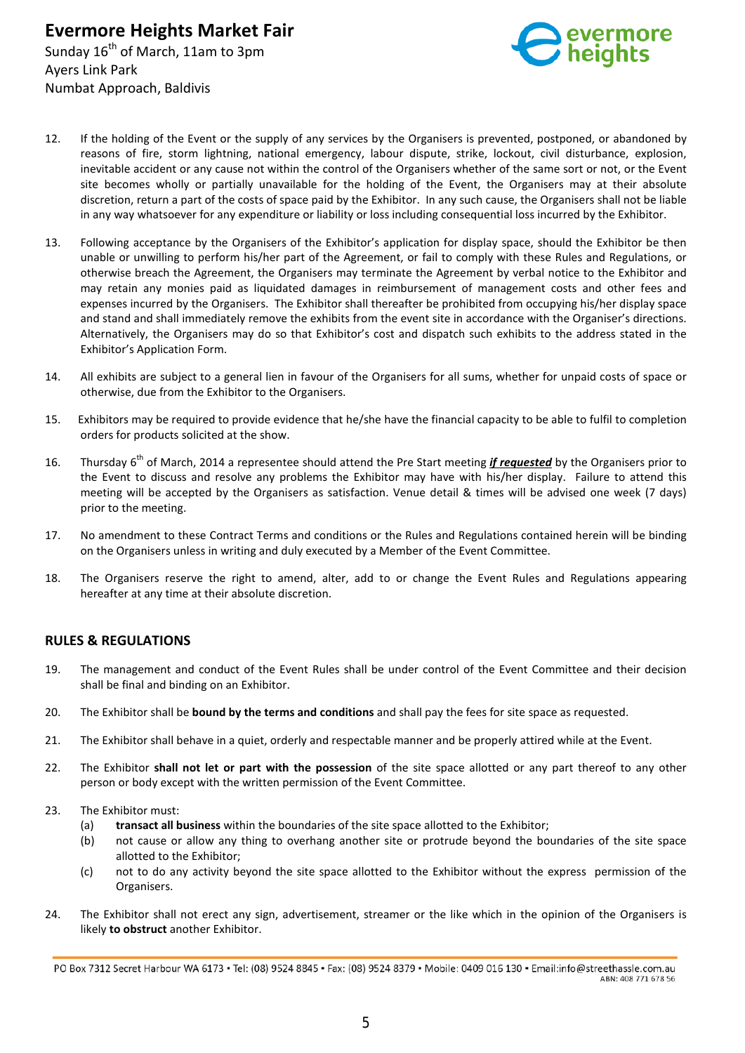12. If the holding of the Event or the supply of any services by the Organisers is prevented, postponed, or abandoned by reasons of fire, storm lightning, national emergency, labour dispute, strike, lockout, civil disturbance, explosion, inevitable accident or any cause not within the control of the Organisers whether of the same sort or not, or the Event site becomes wholly or partially unavailable for the holding of the Event, the Organisers may at their absolute discretion, return a part of the costs of space paid by the Exhibitor. In any such cause, the Organisers shall not be liable in any way whatsoever for any expenditure or liability or loss including consequential loss incurred by the Exhibitor.

13. Following acceptance by the Organisers of the Exhibitor's application for display space, should the Exhibitor be then unable or unwilling to perform his/her part of the Agreement, or fail to comply with these Rules and Regulations, or otherwise breach the Agreement, the Organisers may terminate the Agreement by verbal notice to the Exhibitor and may retain any monies paid as liquidated damages in reimbursement of management costs and other fees and expenses incurred by the Organisers. The Exhibitor shall thereafter be prohibited from occupying his/her display space and stand and shall immediately remove the exhibits from the event site in accordance with the Organiser's directions. Alternatively, the Organisers may do so that Exhibitor's cost and dispatch such exhibits to the address stated in the Exhibitor's Application Form.

14. All exhibits are subject to a general lien in favour of the Organisers for all sums, whether for unpaid costs of space or otherwise, due from the Exhibitor to the Organisers.

15. Exhibitors may be required to provide evidence that he/she have the financial capacity to be able to fulfil to completion orders for products solicited at the show.

16. Thursday 6th of March, 2014 a representee should attend the Pre Start meeting ***if requested*** by the Organisers prior to the Event to discuss and resolve any problems the Exhibitor may have with his/her display. Failure to attend this meeting will be accepted by the Organisers as satisfaction. Venue detail & times will be advised one week (7 days) prior to the meeting.

17. No amendment to these Contract Terms and conditions or the Rules and Regulations contained herein will be binding on the Organisers unless in writing and duly executed by a Member of the Event Committee.

18. The Organisers reserve the right to amend, alter, add to or change the Event Rules and Regulations appearing hereafter at any time at their absolute discretion.

## RULES & REGULATIONS

19. The management and conduct of the Event Rules shall be under control of the Event Committee and their decision shall be final and binding on an Exhibitor.

20. The Exhibitor shall be **bound by the terms and conditions** and shall pay the fees for site space as requested.

21. The Exhibitor shall behave in a quiet, orderly and respectable manner and be properly attired while at the Event.

22. The Exhibitor **shall not let or part with the possession** of the site space allotted or any part thereof to any other person or body except with the written permission of the Event Committee.

23. The Exhibitor must:
    - (a) **transact all business** within the boundaries of the site space allotted to the Exhibitor;
    - (b) not cause or allow any thing to overhang another site or protrude beyond the boundaries of the site space allotted to the Exhibitor;
    - (c) not to do any activity beyond the site space allotted to the Exhibitor without the express permission of the Organisers.

24. The Exhibitor shall not erect any sign, advertisement, streamer or the like which in the opinion of the Organisers is likely **to obstruct** another Exhibitor.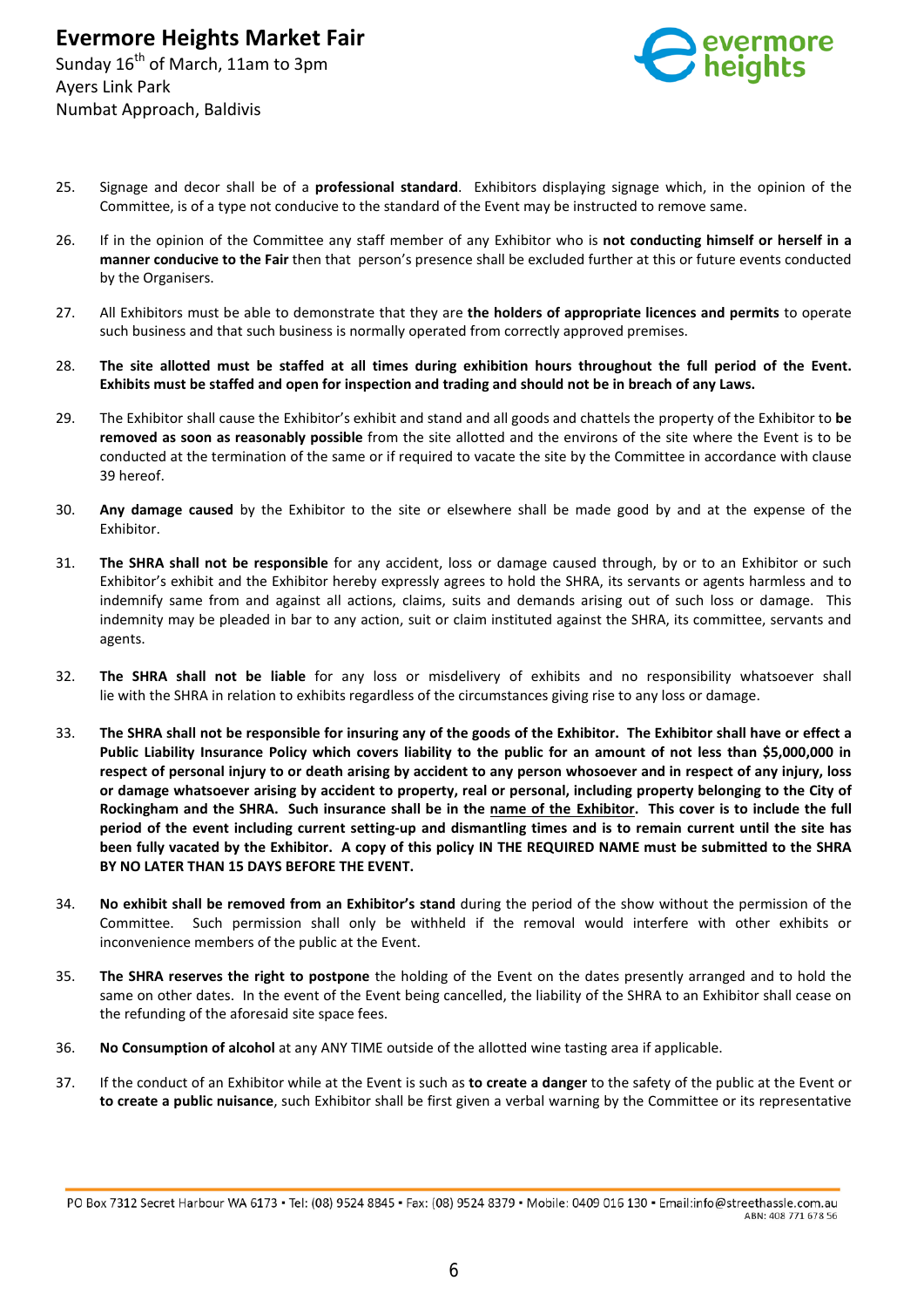25. Signage and decor shall be of a **professional standard**. Exhibitors displaying signage which, in the opinion of the Committee, is of a type not conducive to the standard of the Event may be instructed to remove same.

26. If in the opinion of the Committee any staff member of any Exhibitor who is **not conducting himself or herself in a manner conducive to the Fair** then that person's presence shall be excluded further at this or future events conducted by the Organisers.

27. All Exhibitors must be able to demonstrate that they are **the holders of appropriate licences and permits** to operate such business and that such business is normally operated from correctly approved premises.

28. **The site allotted must be staffed at all times during exhibition hours throughout the full period of the Event. Exhibits must be staffed and open for inspection and trading and should not be in breach of any Laws.**

29. The Exhibitor shall cause the Exhibitor's exhibit and stand and all goods and chattels the property of the Exhibitor to **be removed as soon as reasonably possible** from the site allotted and the environs of the site where the Event is to be conducted at the termination of the same or if required to vacate the site by the Committee in accordance with clause 39 hereof.

30. **Any damage caused** by the Exhibitor to the site or elsewhere shall be made good by and at the expense of the Exhibitor.

31. **The SHRA shall not be responsible** for any accident, loss or damage caused through, by or to an Exhibitor or such Exhibitor's exhibit and the Exhibitor hereby expressly agrees to hold the SHRA, its servants or agents harmless and to indemnify same from and against all actions, claims, suits and demands arising out of such loss or damage. This indemnity may be pleaded in bar to any action, suit or claim instituted against the SHRA, its committee, servants and agents.

32. **The SHRA shall not be liable** for any loss or misdelivery of exhibits and no responsibility whatsoever shall lie with the SHRA in relation to exhibits regardless of the circumstances giving rise to any loss or damage.

33. **The SHRA shall not be responsible for insuring any of the goods of the Exhibitor. The Exhibitor shall have or effect a Public Liability Insurance Policy which covers liability to the public for an amount of not less than $5,000,000 in respect of personal injury to or death arising by accident to any person whosoever and in respect of any injury, loss or damage whatsoever arising by accident to property, real or personal, including property belonging to the City of Rockingham and the SHRA. Such insurance shall be in the <u>name of the Exhibitor</u>. This cover is to include the full period of the event including current setting-up and dismantling times and is to remain current until the site has been fully vacated by the Exhibitor. A copy of this policy IN THE REQUIRED NAME must be submitted to the SHRA BY NO LATER THAN 15 DAYS BEFORE THE EVENT.**

34. **No exhibit shall be removed from an Exhibitor's stand** during the period of the show without the permission of the Committee. Such permission shall only be withheld if the removal would interfere with other exhibits or inconvenience members of the public at the Event.

35. **The SHRA reserves the right to postpone** the holding of the Event on the dates presently arranged and to hold the same on other dates. In the event of the Event being cancelled, the liability of the SHRA to an Exhibitor shall cease on the refunding of the aforesaid site space fees.

36. **No Consumption of alcohol** at any ANY TIME outside of the allotted wine tasting area if applicable.

37. If the conduct of an Exhibitor while at the Event is such as **to create a danger** to the safety of the public at the Event or **to create a public nuisance**, such Exhibitor shall be first given a verbal warning by the Committee or its representative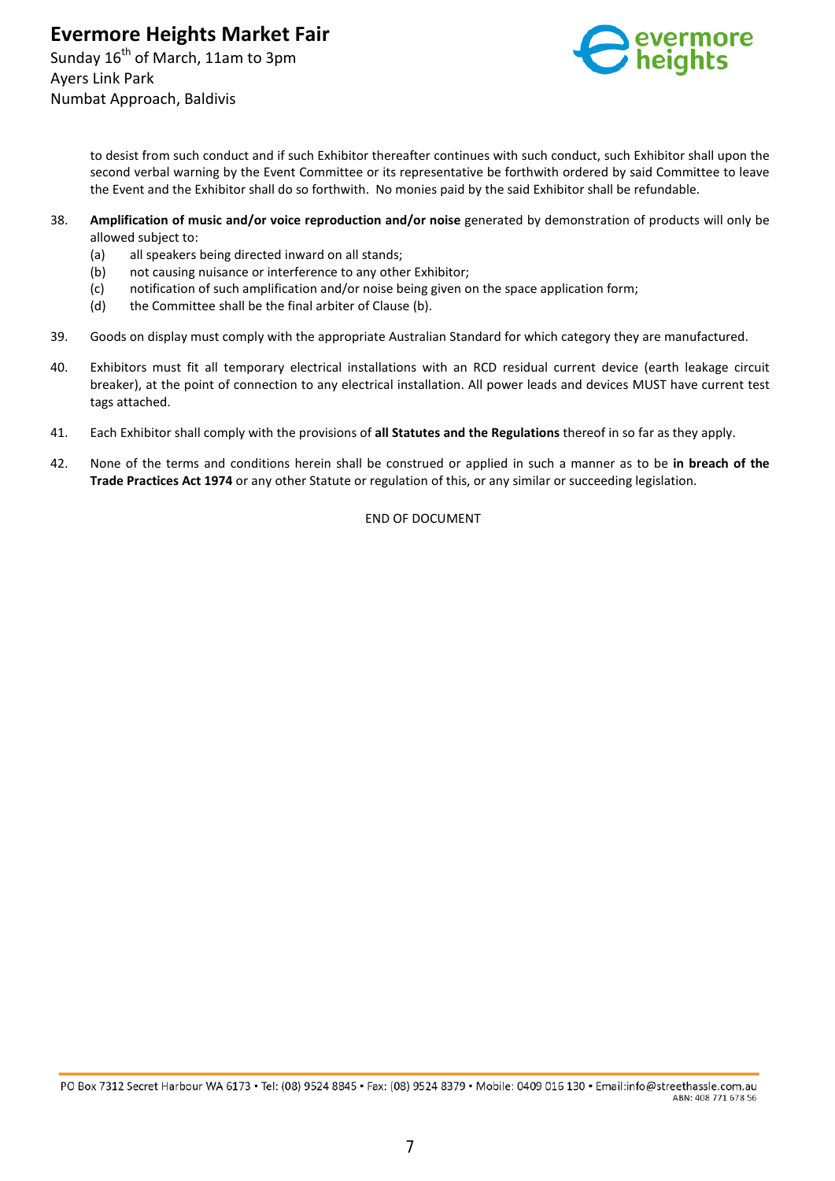to desist from such conduct and if such Exhibitor thereafter continues with such conduct, such Exhibitor shall upon the second verbal warning by the Event Committee or its representative be forthwith ordered by said Committee to leave the Event and the Exhibitor shall do so forthwith. No monies paid by the said Exhibitor shall be refundable.

38. **Amplification of music and/or voice reproduction and/or noise** generated by demonstration of products will only be allowed subject to:
    (a) all speakers being directed inward on all stands;
    (b) not causing nuisance or interference to any other Exhibitor;
    (c) notification of such amplification and/or noise being given on the space application form;
    (d) the Committee shall be the final arbiter of Clause (b).

39. Goods on display must comply with the appropriate Australian Standard for which category they are manufactured.

40. Exhibitors must fit all temporary electrical installations with an RCD residual current device (earth leakage circuit breaker), at the point of connection to any electrical installation. All power leads and devices MUST have current test tags attached.

41. Each Exhibitor shall comply with the provisions of **all Statutes and the Regulations** thereof in so far as they apply.

42. None of the terms and conditions herein shall be construed or applied in such a manner as to be **in breach of the Trade Practices Act 1974** or any other Statute or regulation of this, or any similar or succeeding legislation.

END OF DOCUMENT